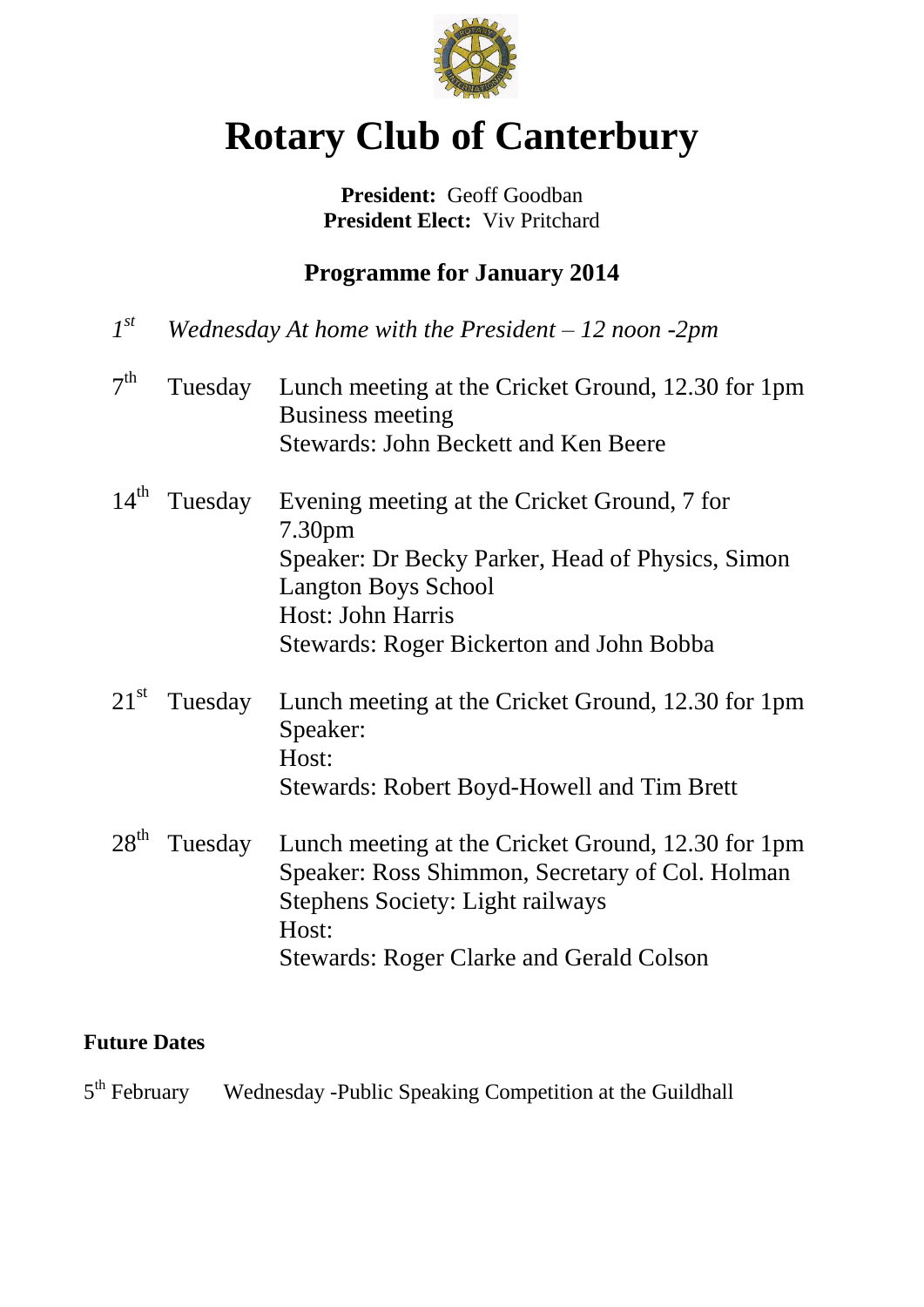# Rotary Club of Canterbury

**President:** Geoff Goodban
**President Elect:** Viv Pritchard

## Programme for January 2014

*1st Wednesday At home with the President – 12 noon -2pm*

**7th Tuesday**
Lunch meeting at the Cricket Ground, 12.30 for 1pm
Business meeting
Stewards: John Beckett and Ken Beere

**14th Tuesday**
Evening meeting at the Cricket Ground, 7 for 7.30pm
Speaker: Dr Becky Parker, Head of Physics, Simon Langton Boys School
Host: John Harris
Stewards: Roger Bickerton and John Bobba

**21st Tuesday**
Lunch meeting at the Cricket Ground, 12.30 for 1pm
Speaker:
Host:
Stewards: Robert Boyd-Howell and Tim Brett

**28th Tuesday**
Lunch meeting at the Cricket Ground, 12.30 for 1pm
Speaker: Ross Shimmon, Secretary of Col. Holman Stephens Society: Light railways
Host:
Stewards: Roger Clarke and Gerald Colson

### Future Dates

5th February Wednesday -Public Speaking Competition at the Guildhall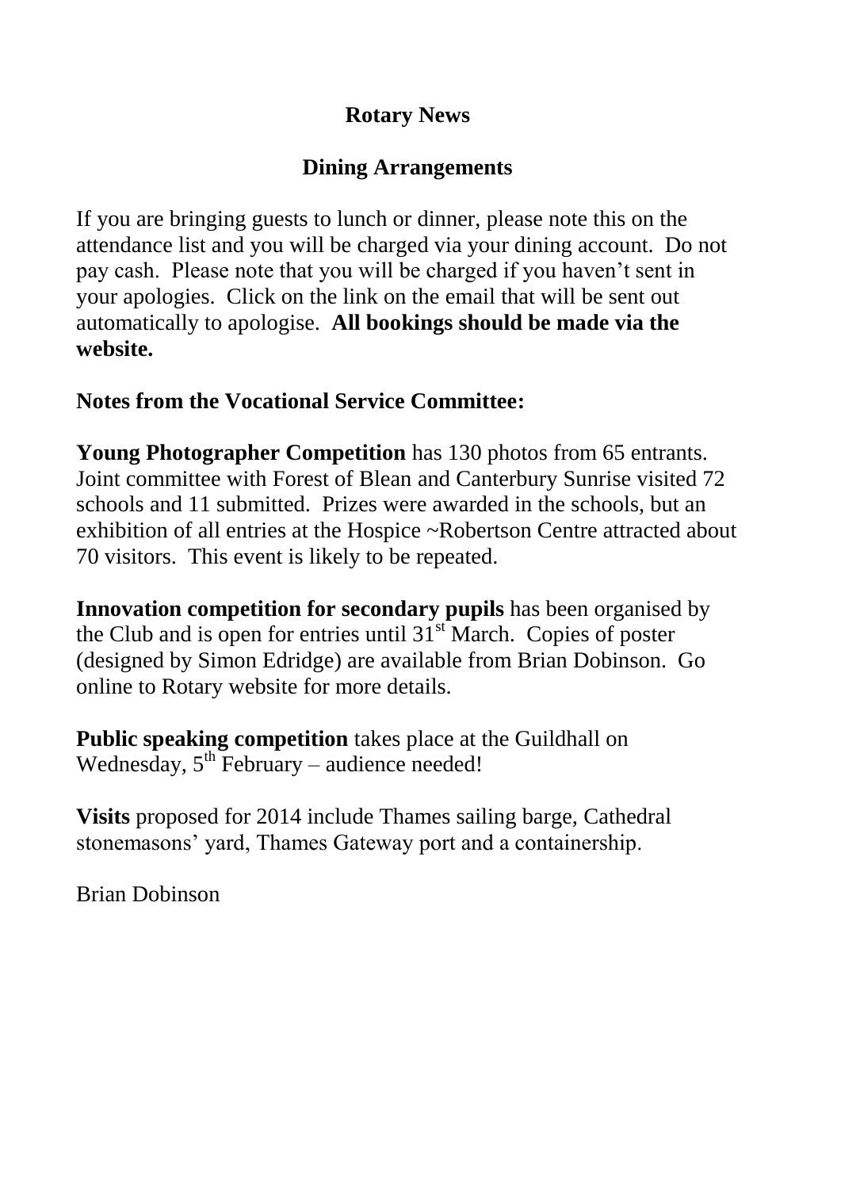# Rotary News

## Dining Arrangements

If you are bringing guests to lunch or dinner, please note this on the attendance list and you will be charged via your dining account. Do not pay cash. Please note that you will be charged if you haven't sent in your apologies. Click on the link on the email that will be sent out automatically to apologise. **All bookings should be made via the website.**

**Notes from the Vocational Service Committee:**

**Young Photographer Competition** has 130 photos from 65 entrants. Joint committee with Forest of Blean and Canterbury Sunrise visited 72 schools and 11 submitted. Prizes were awarded in the schools, but an exhibition of all entries at the Hospice ~Robertson Centre attracted about 70 visitors. This event is likely to be repeated.

**Innovation competition for secondary pupils** has been organised by the Club and is open for entries until 31st March. Copies of poster (designed by Simon Edridge) are available from Brian Dobinson. Go online to Rotary website for more details.

**Public speaking competition** takes place at the Guildhall on Wednesday, 5th February – audience needed!

**Visits** proposed for 2014 include Thames sailing barge, Cathedral stonemasons' yard, Thames Gateway port and a containership.

Brian Dobinson